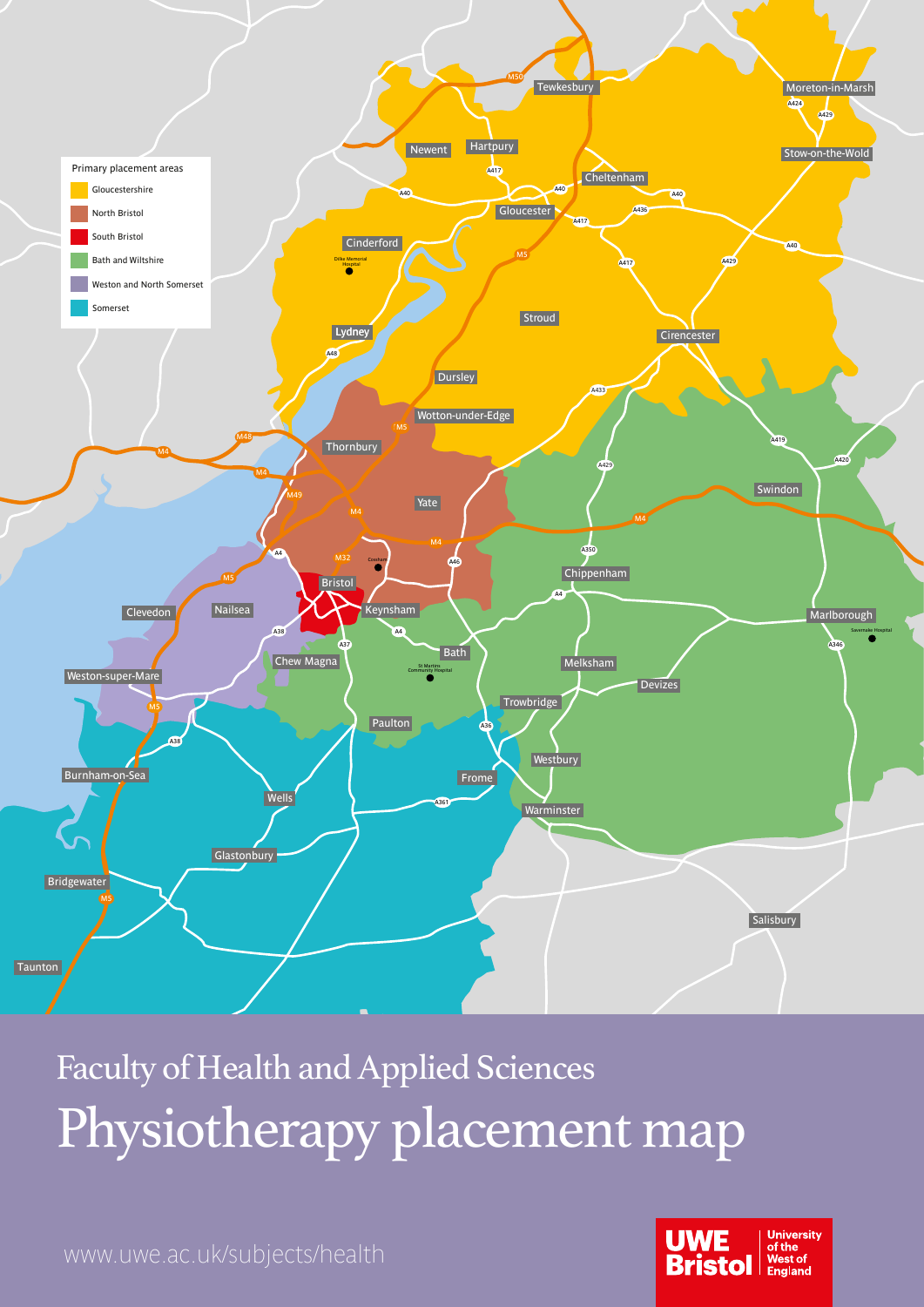Primary placement areas

- Gloucestershire
- North Bristol
- South Bristol
- Bath and Wiltshire
- Weston and North Somerset
- Somerset

Tewkesbury
Moreton-in-Marsh
Newent
Hartpury
Stow-on-the-Wold
Cheltenham
Gloucester
Cinderford
Dilke Memorial Hospital
Stroud
Lydney
Cirencester
Dursley
Wotton-under-Edge
Thornbury
Yate
Swindon
Cossham
Chippenham
Bristol
Keynsham
Marlborough
Savernake Hospital
Clevedon
Nailsea
Bath
Chew Magna
St Martins Community Hospital
Melksham
Devizes
Weston-super-Mare
Trowbridge
Paulton
Westbury
Burnham-on-Sea
Frome
Wells
Warminster
Glastonbury
Bridgewater
Salisbury
Taunton

M50
M5
M4
M48
M49
M32
A40
A417
A436
A424
A429
A48
A433
A419
A420
A350
A46
A4
A38
A37
A346
A36
A361

# Faculty of Health and Applied Sciences

# Physiotherapy placement map

www.uwe.ac.uk/subjects/health

UWE Bristol University of the West of England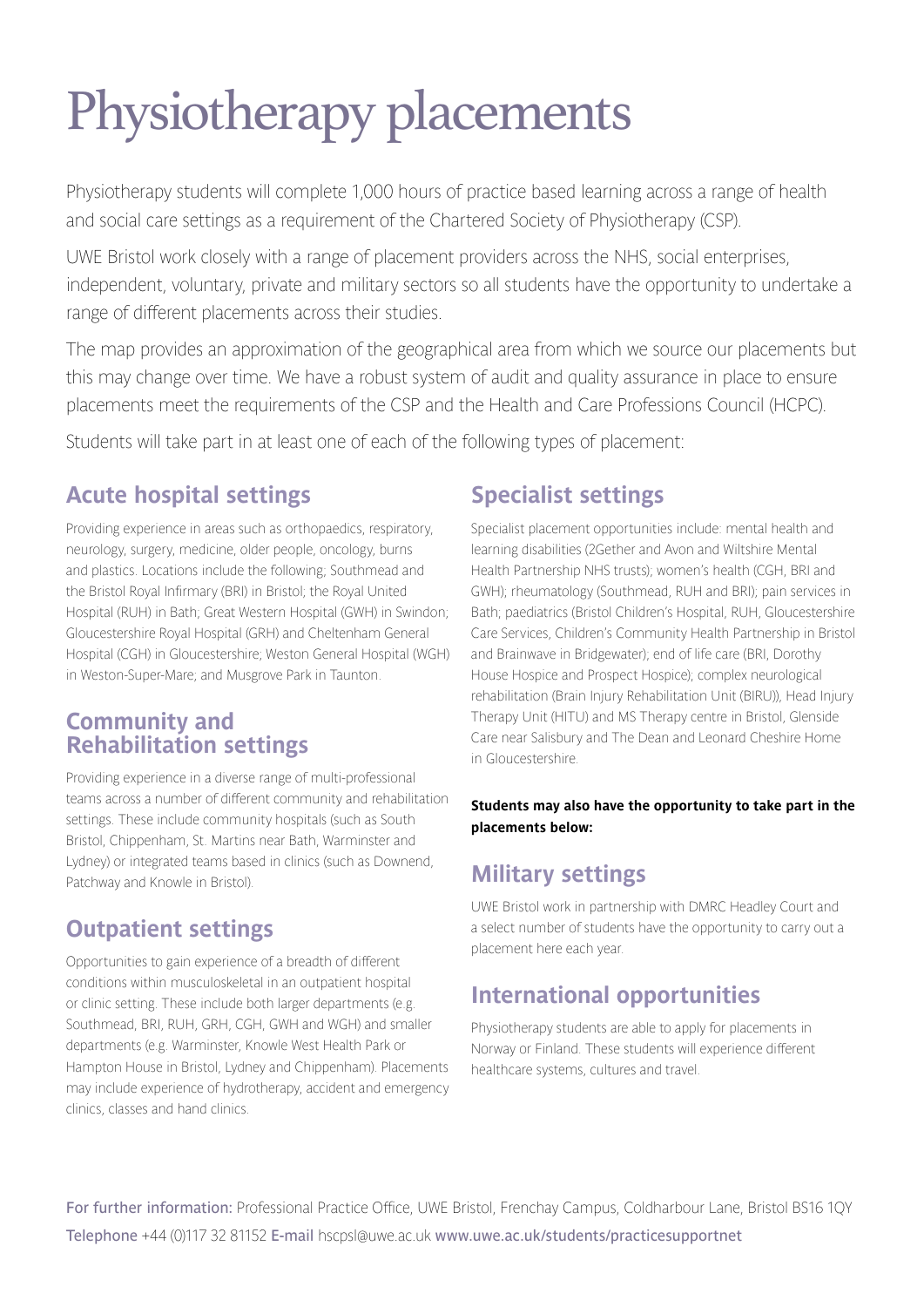# Physiotherapy placements

Physiotherapy students will complete 1,000 hours of practice based learning across a range of health and social care settings as a requirement of the Chartered Society of Physiotherapy (CSP).

UWE Bristol work closely with a range of placement providers across the NHS, social enterprises, independent, voluntary, private and military sectors so all students have the opportunity to undertake a range of different placements across their studies.

The map provides an approximation of the geographical area from which we source our placements but this may change over time. We have a robust system of audit and quality assurance in place to ensure placements meet the requirements of the CSP and the Health and Care Professions Council (HCPC).

Students will take part in at least one of each of the following types of placement:

## Acute hospital settings

Providing experience in areas such as orthopaedics, respiratory, neurology, surgery, medicine, older people, oncology, burns and plastics. Locations include the following; Southmead and the Bristol Royal Infirmary (BRI) in Bristol; the Royal United Hospital (RUH) in Bath; Great Western Hospital (GWH) in Swindon; Gloucestershire Royal Hospital (GRH) and Cheltenham General Hospital (CGH) in Gloucestershire; Weston General Hospital (WGH) in Weston-Super-Mare; and Musgrove Park in Taunton.

## Community and Rehabilitation settings

Providing experience in a diverse range of multi-professional teams across a number of different community and rehabilitation settings. These include community hospitals (such as South Bristol, Chippenham, St. Martins near Bath, Warminster and Lydney) or integrated teams based in clinics (such as Downend, Patchway and Knowle in Bristol).

## Outpatient settings

Opportunities to gain experience of a breadth of different conditions within musculoskeletal in an outpatient hospital or clinic setting. These include both larger departments (e.g. Southmead, BRI, RUH, GRH, CGH, GWH and WGH) and smaller departments (e.g. Warminster, Knowle West Health Park or Hampton House in Bristol, Lydney and Chippenham). Placements may include experience of hydrotherapy, accident and emergency clinics, classes and hand clinics.

## Specialist settings

Specialist placement opportunities include: mental health and learning disabilities (2Gether and Avon and Wiltshire Mental Health Partnership NHS trusts); women's health (CGH, BRI and GWH); rheumatology (Southmead, RUH and BRI); pain services in Bath; paediatrics (Bristol Children's Hospital, RUH, Gloucestershire Care Services, Children's Community Health Partnership in Bristol and Brainwave in Bridgewater); end of life care (BRI, Dorothy House Hospice and Prospect Hospice); complex neurological rehabilitation (Brain Injury Rehabilitation Unit (BIRU)), Head Injury Therapy Unit (HITU) and MS Therapy centre in Bristol, Glenside Care near Salisbury and The Dean and Leonard Cheshire Home in Gloucestershire.

**Students may also have the opportunity to take part in the placements below:**

## Military settings

UWE Bristol work in partnership with DMRC Headley Court and a select number of students have the opportunity to carry out a placement here each year.

## International opportunities

Physiotherapy students are able to apply for placements in Norway or Finland. These students will experience different healthcare systems, cultures and travel.

For further information: Professional Practice Office, UWE Bristol, Frenchay Campus, Coldharbour Lane, Bristol BS16 1QY
Telephone +44 (0)117 32 81152 E-mail hscpsl@uwe.ac.uk www.uwe.ac.uk/students/practicesupportnet